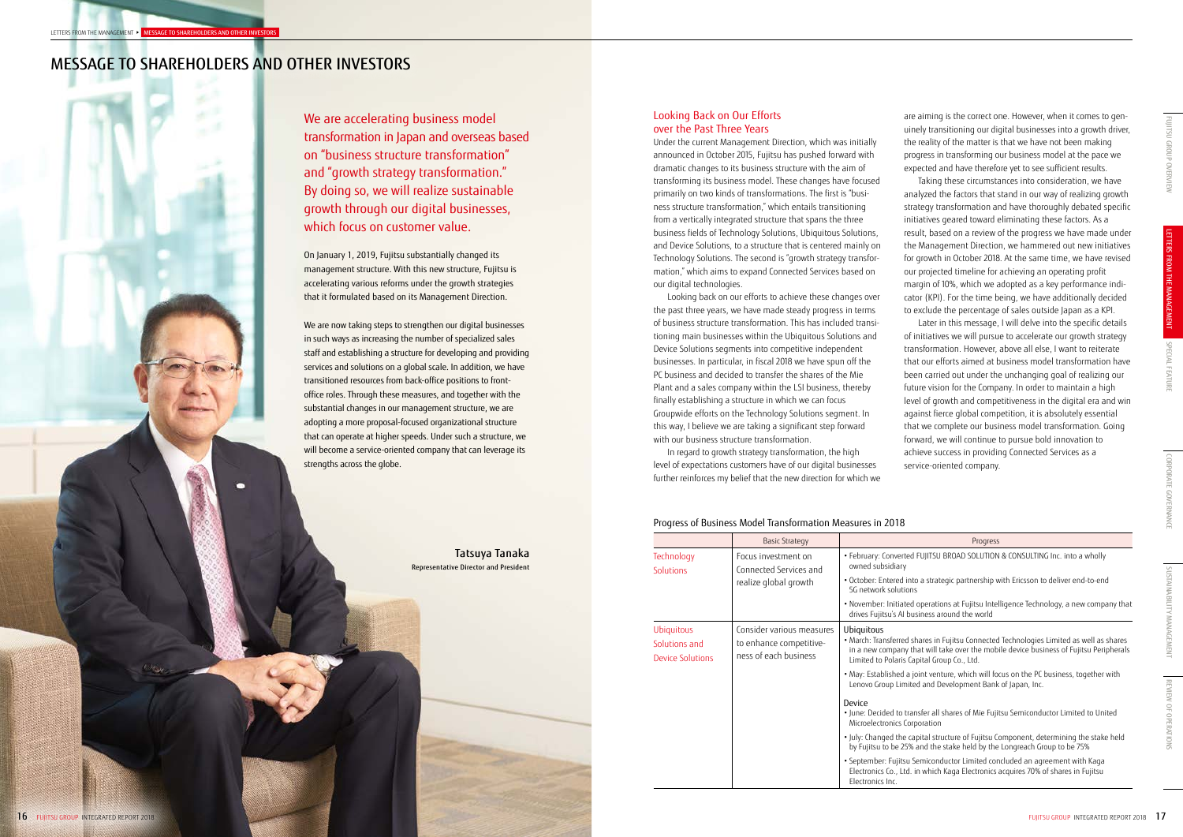# MESSAGE TO SHAREHOLDERS AND OTHER INVESTORS

We are accelerating business model transformation in Japan and overseas based on "business structure transformation" and "growth strategy transformation." By doing so, we will realize sustainable growth through our digital businesses, which focus on customer value.

On January 1, 2019, Fujitsu substantially changed its management structure. With this new structure, Fujitsu is accelerating various reforms under the growth strategies that it formulated based on its Management Direction.

We are now taking steps to strengthen our digital businesses in such ways as increasing the number of specialized sales staff and establishing a structure for developing and providing services and solutions on a global scale. In addition, we have transitioned resources from back-office positions to front-office roles. Through these measures, and together with the substantial changes in our management structure, we are adopting a more proposal-focused organizational structure that can operate at higher speeds. Under such a structure, we will become a service-oriented company that can leverage its strengths across the globe.

**Tatsuya Tanaka**
Representative Director and President

## Looking Back on Our Efforts over the Past Three Years

Under the current Management Direction, which was initially announced in October 2015, Fujitsu has pushed forward with dramatic changes to its business structure with the aim of transforming its business model. These changes have focused primarily on two kinds of transformations. The first is "business structure transformation," which entails transitioning from a vertically integrated structure that spans the three business fields of Technology Solutions, Ubiquitous Solutions, and Device Solutions, to a structure that is centered mainly on Technology Solutions. The second is "growth strategy transformation," which aims to expand Connected Services based on our digital technologies.

Looking back on our efforts to achieve these changes over the past three years, we have made steady progress in terms of business structure transformation. This has included transitioning main businesses within the Ubiquitous Solutions and Device Solutions segments into competitive independent businesses. In particular, in fiscal 2018 we have spun off the PC business and decided to transfer the shares of the Mie Plant and a sales company within the LSI business, thereby finally establishing a structure in which we can focus Groupwide efforts on the Technology Solutions segment. In this way, I believe we are taking a significant step forward with our business structure transformation.

In regard to growth strategy transformation, the high level of expectations customers have of our digital businesses further reinforces my belief that the new direction for which we are aiming is the correct one. However, when it comes to genuinely transitioning our digital businesses into a growth driver, the reality of the matter is that we have not been making progress in transforming our business model at the pace we expected and have therefore yet to see sufficient results.

Taking these circumstances into consideration, we have analyzed the factors that stand in our way of realizing growth strategy transformation and have thoroughly debated specific initiatives geared toward eliminating these factors. As a result, based on a review of the progress we have made under the Management Direction, we hammered out new initiatives for growth in October 2018. At the same time, we have revised our projected timeline for achieving an operating profit margin of 10%, which we adopted as a key performance indicator (KPI). For the time being, we have additionally decided to exclude the percentage of sales outside Japan as a KPI.

Later in this message, I will delve into the specific details of initiatives we will pursue to accelerate our growth strategy transformation. However, above all else, I want to reiterate that our efforts aimed at business model transformation have been carried out under the unchanging goal of realizing our future vision for the Company. In order to maintain a high level of growth and competitiveness in the digital era and win against fierce global competition, it is absolutely essential that we complete our business model transformation. Going forward, we will continue to pursue bold innovation to achieve success in providing Connected Services as a service-oriented company.

### Progress of Business Model Transformation Measures in 2018

| | Basic Strategy | Progress |
|---|---|---|
| Technology Solutions | Focus investment on Connected Services and realize global growth | • February: Converted FUJITSU BROAD SOLUTION & CONSULTING Inc. into a wholly owned subsidiary<br>• October: Entered into a strategic partnership with Ericsson to deliver end-to-end 5G network solutions<br>• November: Initiated operations at Fujitsu Intelligence Technology, a new company that drives Fujitsu's AI business around the world |
| Ubiquitous Solutions and Device Solutions | Consider various measures to enhance competitiveness of each business | **Ubiquitous**<br>• March: Transferred shares in Fujitsu Connected Technologies Limited as well as shares in a new company that will take over the mobile device business of Fujitsu Peripherals Limited to Polaris Capital Group Co., Ltd.<br>• May: Established a joint venture, which will focus on the PC business, together with Lenovo Group Limited and Development Bank of Japan, Inc.<br>**Device**<br>• June: Decided to transfer all shares of Mie Fujitsu Semiconductor Limited to United Microelectronics Corporation<br>• July: Changed the capital structure of Fujitsu Component, determining the stake held by Fujitsu to be 25% and the stake held by the Longreach Group to be 75%<br>• September: Fujitsu Semiconductor Limited concluded an agreement with Kaga Electronics Co., Ltd. in which Kaga Electronics acquires 70% of shares in Fujitsu Electronics Inc. |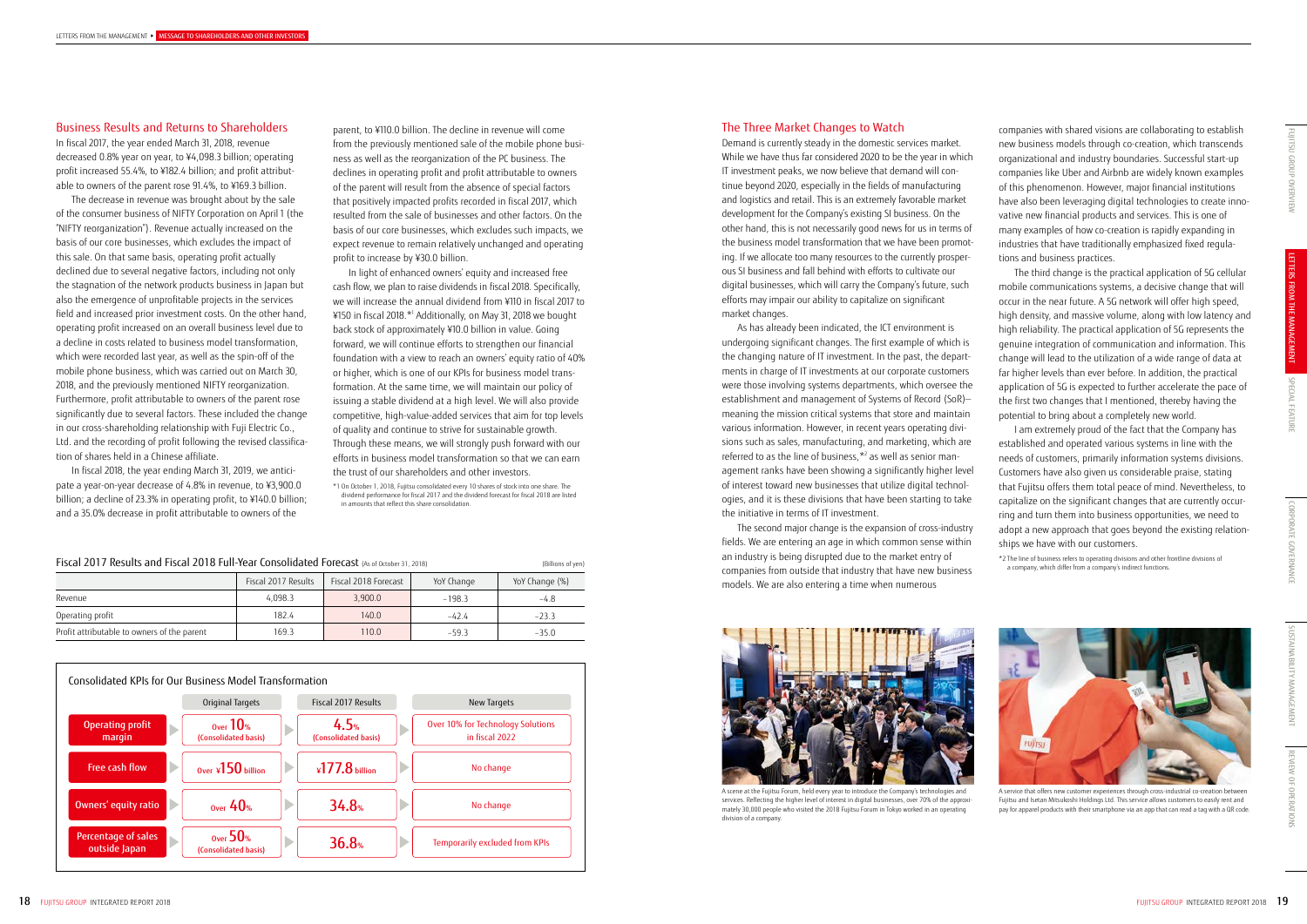## Business Results and Returns to Shareholders

In fiscal 2017, the year ended March 31, 2018, revenue decreased 0.8% year on year, to ¥4,098.3 billion; operating profit increased 55.4%, to ¥182.4 billion; and profit attributable to owners of the parent rose 91.4%, to ¥169.3 billion.

The decrease in revenue was brought about by the sale of the consumer business of NIFTY Corporation on April 1 (the "NIFTY reorganization"). Revenue actually increased on the basis of our core businesses, which excludes the impact of this sale. On that same basis, operating profit actually declined due to several negative factors, including not only the stagnation of the network products business in Japan but also the emergence of unprofitable projects in the services field and increased prior investment costs. On the other hand, operating profit increased on an overall business level due to a decline in costs related to business model transformation, which were recorded last year, as well as the spin-off of the mobile phone business, which was carried out on March 30, 2018, and the previously mentioned NIFTY reorganization. Furthermore, profit attributable to owners of the parent rose significantly due to several factors. These included the change in our cross-shareholding relationship with Fuji Electric Co., Ltd. and the recording of profit following the revised classification of shares held in a Chinese affiliate.

In fiscal 2018, the year ending March 31, 2019, we anticipate a year-on-year decrease of 4.8% in revenue, to ¥3,900.0 billion; a decline of 23.3% in operating profit, to ¥140.0 billion; and a 35.0% decrease in profit attributable to owners of the parent, to ¥110.0 billion. The decline in revenue will come from the previously mentioned sale of the mobile phone business as well as the reorganization of the PC business. The declines in operating profit and profit attributable to owners of the parent will result from the absence of special factors that positively impacted profits recorded in fiscal 2017, which resulted from the sale of businesses and other factors. On the basis of our core businesses, which excludes such impacts, we expect revenue to remain relatively unchanged and operating profit to increase by ¥30.0 billion.

In light of enhanced owners' equity and increased free cash flow, we plan to raise dividends in fiscal 2018. Specifically, we will increase the annual dividend from ¥110 in fiscal 2017 to ¥150 in fiscal 2018.*1 Additionally, on May 31, 2018 we bought back stock of approximately ¥10.0 billion in value. Going forward, we will continue efforts to strengthen our financial foundation with a view to reach an owners' equity ratio of 40% or higher, which is one of our KPIs for business model transformation. At the same time, we will maintain our policy of issuing a stable dividend at a high level. We will also provide competitive, high-value-added services that aim for top levels of quality and continue to strive for sustainable growth. Through these means, we will strongly push forward with our efforts in business model transformation so that we can earn the trust of our shareholders and other investors.

*1 On October 1, 2018, Fujitsu consolidated every 10 shares of stock into one share. The dividend performance for fiscal 2017 and the dividend forecast for fiscal 2018 are listed in amounts that reflect this share consolidation.

### Fiscal 2017 Results and Fiscal 2018 Full-Year Consolidated Forecast (As of October 31, 2018)

(Billions of yen)

| | Fiscal 2017 Results | Fiscal 2018 Forecast | YoY Change | YoY Change (%) |
|---|---|---|---|---|
| Revenue | 4,098.3 | 3,900.0 | −198.3 | −4.8 |
| Operating profit | 182.4 | 140.0 | −42.4 | −23.3 |
| Profit attributable to owners of the parent | 169.3 | 110.0 | −59.3 | −35.0 |

### Consolidated KPIs for Our Business Model Transformation

| | Original Targets | Fiscal 2017 Results | New Targets |
|---|---|---|---|
| Operating profit margin | Over 10% (Consolidated basis) | 4.5% (Consolidated basis) | Over 10% for Technology Solutions in fiscal 2022 |
| Free cash flow | Over ¥150 billion | ¥177.8 billion | No change |
| Owners' equity ratio | Over 40% | 34.8% | No change |
| Percentage of sales outside Japan | Over 50% (Consolidated basis) | 36.8% | Temporarily excluded from KPIs |

## The Three Market Changes to Watch

Demand is currently steady in the domestic services market. While we have thus far considered 2020 to be the year in which IT investment peaks, we now believe that demand will continue beyond 2020, especially in the fields of manufacturing and logistics and retail. This is an extremely favorable market development for the Company's existing SI business. On the other hand, this is not necessarily good news for us in terms of the business model transformation that we have been promoting. If we allocate too many resources to the currently prosperous SI business and fall behind with efforts to cultivate our digital businesses, which will carry the Company's future, such efforts may impair our ability to capitalize on significant market changes.

As has already been indicated, the ICT environment is undergoing significant changes. The first example of which is the changing nature of IT investment. In the past, the departments in charge of IT investments at our corporate customers were those involving systems departments, which oversee the establishment and management of Systems of Record (SoR)—meaning the mission critical systems that store and maintain various information. However, in recent years operating divisions such as sales, manufacturing, and marketing, which are referred to as the line of business,*2 as well as senior management ranks have been showing a significantly higher level of interest toward new businesses that utilize digital technologies, and it is these divisions that have been starting to take the initiative in terms of IT investment.

The second major change is the expansion of cross-industry fields. We are entering an age in which common sense within an industry is being disrupted due to the market entry of companies from outside that industry that have new business models. We are also entering a time when numerous companies with shared visions are collaborating to establish new business models through co-creation, which transcends organizational and industry boundaries. Successful start-up companies like Uber and Airbnb are widely known examples of this phenomenon. However, major financial institutions have also been leveraging digital technologies to create innovative new financial products and services. This is one of many examples of how co-creation is rapidly expanding in industries that have traditionally emphasized fixed regulations and business practices.

The third change is the practical application of 5G cellular mobile communications systems, a decisive change that will occur in the near future. A 5G network will offer high speed, high density, and massive volume, along with low latency and high reliability. The practical application of 5G represents the genuine integration of communication and information. This change will lead to the utilization of a wide range of data at far higher levels than ever before. In addition, the practical application of 5G is expected to further accelerate the pace of the first two changes that I mentioned, thereby having the potential to bring about a completely new world.

I am extremely proud of the fact that the Company has established and operated various systems in line with the needs of customers, primarily information systems divisions. Customers have also given us considerable praise, stating that Fujitsu offers them total peace of mind. Nevertheless, to capitalize on the significant changes that are currently occurring and turn them into business opportunities, we need to adopt a new approach that goes beyond the existing relationships we have with our customers.

*2 The line of business refers to operating divisions and other frontline divisions of a company, which differ from a company's indirect functions.

A scene at the Fujitsu Forum, held every year to introduce the Company's technologies and services. Reflecting the higher level of interest in digital businesses, over 70% of the approximately 30,000 people who visited the 2018 Fujitsu Forum in Tokyo worked in an operating division of a company.

A service that offers new customer experiences through cross-industrial co-creation between Fujitsu and Isetan Mitsukoshi Holdings Ltd. This service allows customers to easily rent and pay for apparel products with their smartphone via an app that can read a tag with a QR code.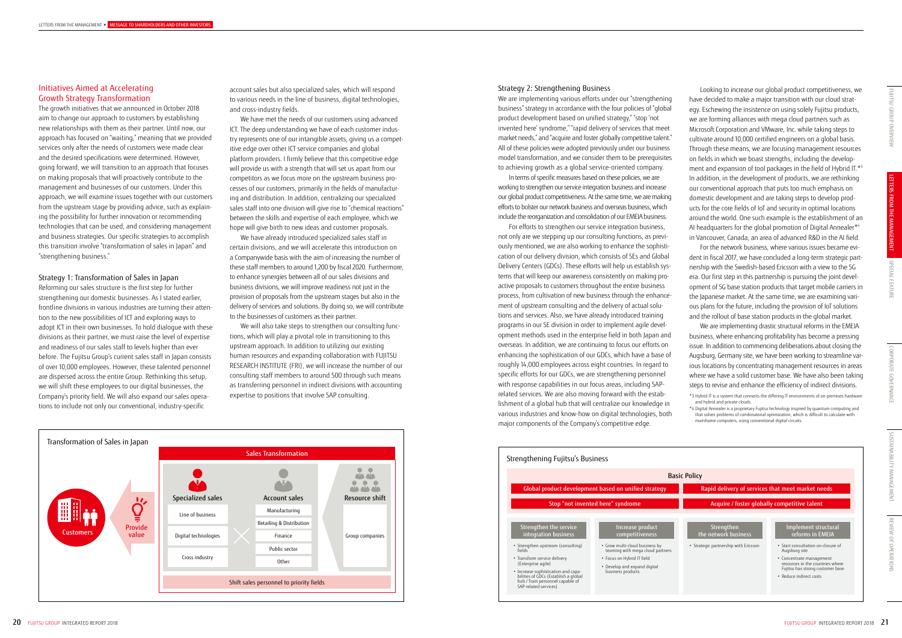## Initiatives Aimed at Accelerating Growth Strategy Transformation

The growth initiatives that we announced in October 2018 aim to change our approach to customers by establishing new relationships with them as their partner. Until now, our approach has focused on "waiting," meaning that we provided services only after the needs of customers were made clear and the desired specifications were determined. However, going forward, we will transition to an approach that focuses on making proposals that will proactively contribute to the management and businesses of our customers. Under this approach, we will examine issues together with our customers from the upstream stage by providing advice, such as explaining the possibility for further innovation or recommending technologies that can be used, and considering management and business strategies. Our specific strategies to accomplish this transition involve "transformation of sales in Japan" and "strengthening business."

### Strategy 1: Transformation of Sales in Japan

Reforming our sales structure is the first step for further strengthening our domestic businesses. As I stated earlier, frontline divisions in various industries are turning their attention to the new possibilities of ICT and exploring ways to adopt ICT in their own businesses. To hold dialogue with these divisions as their partner, we must raise the level of expertise and readiness of our sales staff to levels higher than ever before. The Fujitsu Group's current sales staff in Japan consists of over 10,000 employees. However, these talented personnel are dispersed across the entire Group. Rethinking this setup, we will shift these employees to our digital businesses, the Company's priority field. We will also expand our sales operations to include not only our conventional, industry-specific account sales but also specialized sales, which will respond to various needs in the line of business, digital technologies, and cross-industry fields.

We have met the needs of our customers using advanced ICT. The deep understanding we have of each customer industry represents one of our intangible assets, giving us a competitive edge over other ICT service companies and global platform providers. I firmly believe that this competitive edge will provide us with a strength that will set us apart from our competitors as we focus more on the upstream business processes of our customers, primarily in the fields of manufacturing and distribution. In addition, centralizing our specialized sales staff into one division will give rise to "chemical reactions" between the skills and expertise of each employee, which we hope will give birth to new ideas and customer proposals.

We have already introduced specialized sales staff in certain divisions, and we will accelerate this introduction on a Companywide basis with the aim of increasing the number of these staff members to around 1,200 by fiscal 2020. Furthermore, to enhance synergies between all of our sales divisions and business divisions, we will improve readiness not just in the provision of proposals from the upstream stages but also in the delivery of services and solutions. By doing so, we will contribute to the businesses of customers as their partner.

We will also take steps to strengthen our consulting functions, which will play a pivotal role in transitioning to this upstream approach. In addition to utilizing our existing human resources and expanding collaboration with FUJITSU RESEARCH INSTITUTE (FRI), we will increase the number of our consulting staff members to around 500 through such means as transferring personnel in indirect divisions with accounting expertise to positions that involve SAP consulting.

#### Transformation of Sales in Japan

Customers → Provide value

**Sales Transformation**

| Specialized sales | | Account sales | Resource shift |
|---|---|---|---|
| Line of business | × | Manufacturing | Group companies |
| Digital technologies | | Retailing & Distribution | |
| Cross industry | | Finance | |
| | | Public sector | |
| | | Other | |

Shift sales personnel to priority fields

### Strategy 2: Strengthening Business

We are implementing various efforts under our "strengthening business" strategy in accordance with the four policies of "global product development based on unified strategy," "stop 'not invented here' syndrome," "rapid delivery of services that meet market needs," and "acquire and foster globally competitive talent." All of these policies were adopted previously under our business model transformation, and we consider them to be prerequisites to achieving growth as a global service-oriented company.

In terms of specific measures based on these policies, we are working to strengthen our service integration business and increase our global product competitiveness. At the same time, we are making efforts to bolster our network business and overseas business, which include the reorganization and consolidation of our EMEIA business.

For efforts to strengthen our service integration business, not only are we stepping up our consulting functions, as previously mentioned, we are also working to enhance the sophistication of our delivery division, which consists of SEs and Global Delivery Centers (GDCs). These efforts will help us establish systems that will keep our awareness consistently on making proactive proposals to customers throughout the entire business process, from cultivation of new business through the enhancement of upstream consulting and the delivery of actual solutions and services. Also, we have already introduced training programs in our SE division in order to implement agile development methods used in the enterprise field in both Japan and overseas. In addition, we are continuing to focus our efforts on enhancing the sophistication of our GDCs, which have a base of roughly 14,000 employees across eight countries. In regard to specific efforts for our GDCs, we are strengthening personnel with response capabilities in our focus areas, including SAP-related services. We are also moving forward with the establishment of a global hub that will centralize our knowledge in various industries and know-how on digital technologies, both major components of the Company's competitive edge.

Looking to increase our global product competitiveness, we have decided to make a major transition with our cloud strategy. Eschewing the insistence on using solely Fujitsu products, we are forming alliances with mega cloud partners such as Microsoft Corporation and VMware, Inc. while taking steps to cultivate around 10,000 certified engineers on a global basis. Through these means, we are focusing management resources on fields in which we boast strengths, including the development and expansion of tool packages in the field of Hybrid IT.*3 In addition, in the development of products, we are rethinking our conventional approach that puts too much emphasis on domestic development and are taking steps to develop products for the core fields of IoT and security in optimal locations around the world. One such example is the establishment of an AI headquarters for the global promotion of Digital Annealer*4 in Vancouver, Canada, an area of advanced R&D in the AI field.

For the network business, where various issues became evident in fiscal 2017, we have concluded a long-term strategic partnership with the Swedish-based Ericsson with a view to the 5G era. Our first step in this partnership is pursuing the joint development of 5G base station products that target mobile carriers in the Japanese market. At the same time, we are examining various plans for the future, including the provision of IoT solutions and the rollout of base station products in the global market.

We are implementing drastic structural reforms in the EMEIA business, where enhancing profitability has become a pressing issue. In addition to commencing deliberations about closing the Augsburg, Germany site, we have been working to streamline various locations by concentrating management resources in areas where we have a solid customer base. We have also been taking steps to revise and enhance the efficiency of indirect divisions.

*3 Hybrid IT is a system that connects the differing IT environments of on-premises hardware and hybrid and private clouds.

*4 Digital Annealer is a proprietary Fujitsu technology inspired by quantum computing and that solves problems of combinatorial optimization, which is difficult to calculate with mainframe computers, using conventional digital circuits.

#### Strengthening Fujitsu's Business

**Basic Policy**

- Global product development based on unified strategy
- Rapid delivery of services that meet market needs
- Stop "not invented here" syndrome
- Acquire / foster globally competitive talent

| Strengthen the service integration business | Increase product competitiveness | Strengthen the network business | Implement structural reforms in EMEIA |
|---|---|---|---|
| • Strengthen upstream (consulting) fields<br>• Transform service delivery (Enterprise agile)<br>• Increase sophistication and capabilities of GDCs (Establish a global hub / Train personnel capable of SAP-related services) | • Grow multi-cloud business by teaming with mega cloud partners<br>• Focus on Hybrid IT field<br>• Develop and expand digital business products | • Strategic partnership with Ericsson | • Start consultation on closure of Augsburg site<br>• Concentrate management resources in the countries where Fujitsu has strong customer base<br>• Reduce indirect costs |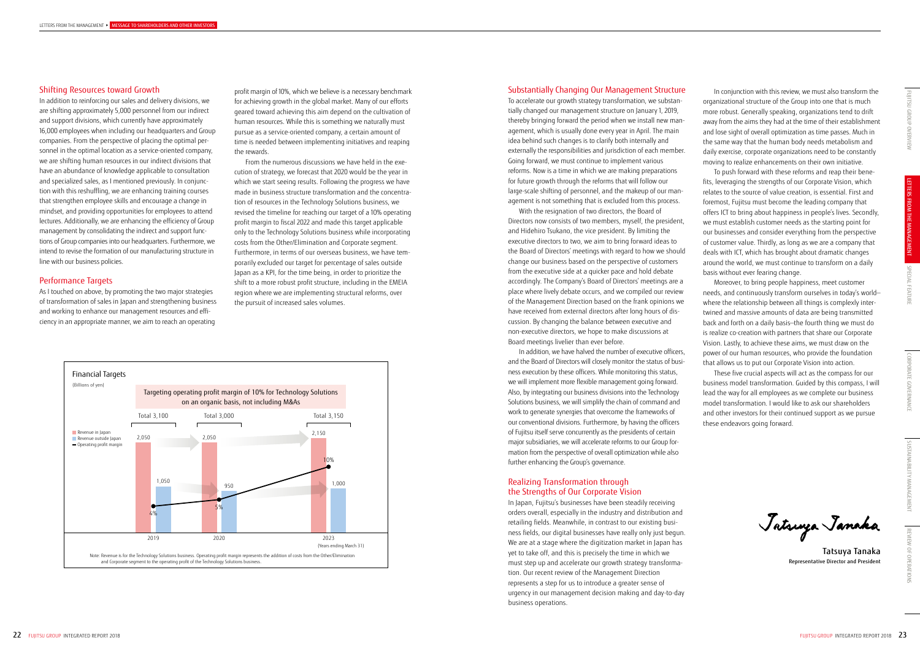## Shifting Resources toward Growth

In addition to reinforcing our sales and delivery divisions, we are shifting approximately 5,000 personnel from our indirect and support divisions, which currently have approximately 16,000 employees when including our headquarters and Group companies. From the perspective of placing the optimal personnel in the optimal location as a service-oriented company, we are shifting human resources in our indirect divisions that have an abundance of knowledge applicable to consultation and specialized sales, as I mentioned previously. In conjunction with this reshuffling, we are enhancing training courses that strengthen employee skills and encourage a change in mindset, and providing opportunities for employees to attend lectures. Additionally, we are enhancing the efficiency of Group management by consolidating the indirect and support functions of Group companies into our headquarters. Furthermore, we intend to revise the formation of our manufacturing structure in line with our business policies.

## Performance Targets

As I touched on above, by promoting the two major strategies of transformation of sales in Japan and strengthening business and working to enhance our management resources and efficiency in an appropriate manner, we aim to reach an operating profit margin of 10%, which we believe is a necessary benchmark for achieving growth in the global market. Many of our efforts geared toward achieving this aim depend on the cultivation of human resources. While this is something we naturally must pursue as a service-oriented company, a certain amount of time is needed between implementing initiatives and reaping the rewards.

From the numerous discussions we have held in the execution of strategy, we forecast that 2020 would be the year in which we start seeing results. Following the progress we have made in business structure transformation and the concentration of resources in the Technology Solutions business, we revised the timeline for reaching our target of a 10% operating profit margin to fiscal 2022 and made this target applicable only to the Technology Solutions business while incorporating costs from the Other/Elimination and Corporate segment. Furthermore, in terms of our overseas business, we have temporarily excluded our target for percentage of sales outside Japan as a KPI, for the time being, in order to prioritize the shift to a more robust profit structure, including in the EMEIA region where we are implementing structural reforms, over the pursuit of increased sales volumes.

Financial Targets

(Billions of yen)

Targeting operating profit margin of 10% for Technology Solutions on an organic basis, not including M&As

Revenue in Japan
Revenue outside Japan
Operating profit margin

2019: Total 3,100; 2,050; 1,050; 4%

2020: Total 3,000; 2,050; 950; 5%

2023: Total 3,150; 2,150; 1,000; 10%

(Years ending March 31)

Note: Revenue is for the Technology Solutions business. Operating profit margin represents the addition of costs from the Other/Elimination and Corporate segment to the operating profit of the Technology Solutions business.

## Substantially Changing Our Management Structure

To accelerate our growth strategy transformation, we substantially changed our management structure on January 1, 2019, thereby bringing forward the period when we install new management, which is usually done every year in April. The main idea behind such changes is to clarify both internally and externally the responsibilities and jurisdiction of each member. Going forward, we must continue to implement various reforms. Now is a time in which we are making preparations for future growth through the reforms that will follow our large-scale shifting of personnel, and the makeup of our management is not something that is excluded from this process.

With the resignation of two directors, the Board of Directors now consists of two members, myself, the president, and Hidehiro Tsukano, the vice president. By limiting the executive directors to two, we aim to bring forward ideas to the Board of Directors' meetings with regard to how we should change our business based on the perspective of customers from the executive side at a quicker pace and hold debate accordingly. The Company's Board of Directors' meetings are a place where lively debate occurs, and we compiled our review of the Management Direction based on the frank opinions we have received from external directors after long hours of discussion. By changing the balance between executive and non-executive directors, we hope to make discussions at Board meetings livelier than ever before.

In addition, we have halved the number of executive officers, and the Board of Directors will closely monitor the status of business execution by these officers. While monitoring this status, we will implement more flexible management going forward. Also, by integrating our business divisions into the Technology Solutions business, we will simplify the chain of command and work to generate synergies that overcome the frameworks of our conventional divisions. Furthermore, by having the officers of Fujitsu itself serve concurrently as the presidents of certain major subsidiaries, we will accelerate reforms to our Group formation from the perspective of overall optimization while also further enhancing the Group's governance.

## Realizing Transformation through the Strengths of Our Corporate Vision

In Japan, Fujitsu's businesses have been steadily receiving orders overall, especially in the industry and distribution and retailing fields. Meanwhile, in contrast to our existing business fields, our digital businesses have really only just begun. We are at a stage where the digitization market in Japan has yet to take off, and this is precisely the time in which we must step up and accelerate our growth strategy transformation. Our recent review of the Management Direction represents a step for us to introduce a greater sense of urgency in our management decision making and day-to-day business operations.

In conjunction with this review, we must also transform the organizational structure of the Group into one that is much more robust. Generally speaking, organizations tend to drift away from the aims they had at the time of their establishment and lose sight of overall optimization as time passes. Much in the same way that the human body needs metabolism and daily exercise, corporate organizations need to be constantly moving to realize enhancements on their own initiative.

To push forward with these reforms and reap their benefits, leveraging the strengths of our Corporate Vision, which relates to the source of value creation, is essential. First and foremost, Fujitsu must become the leading company that offers ICT to bring about happiness in people's lives. Secondly, we must establish customer needs as the starting point for our businesses and consider everything from the perspective of customer value. Thirdly, as long as we are a company that deals with ICT, which has brought about dramatic changes around the world, we must continue to transform on a daily basis without ever fearing change.

Moreover, to bring people happiness, meet customer needs, and continuously transform ourselves in today's world—where the relationship between all things is complexly intertwined and massive amounts of data are being transmitted back and forth on a daily basis—the fourth thing we must do is realize co-creation with partners that share our Corporate Vision. Lastly, to achieve these aims, we must draw on the power of our human resources, who provide the foundation that allows us to put our Corporate Vision into action.

These five crucial aspects will act as the compass for our business model transformation. Guided by this compass, I will lead the way for all employees as we complete our business model transformation. I would like to ask our shareholders and other investors for their continued support as we pursue these endeavors going forward.

Tatsuya Tanaka

**Tatsuya Tanaka**
Representative Director and President